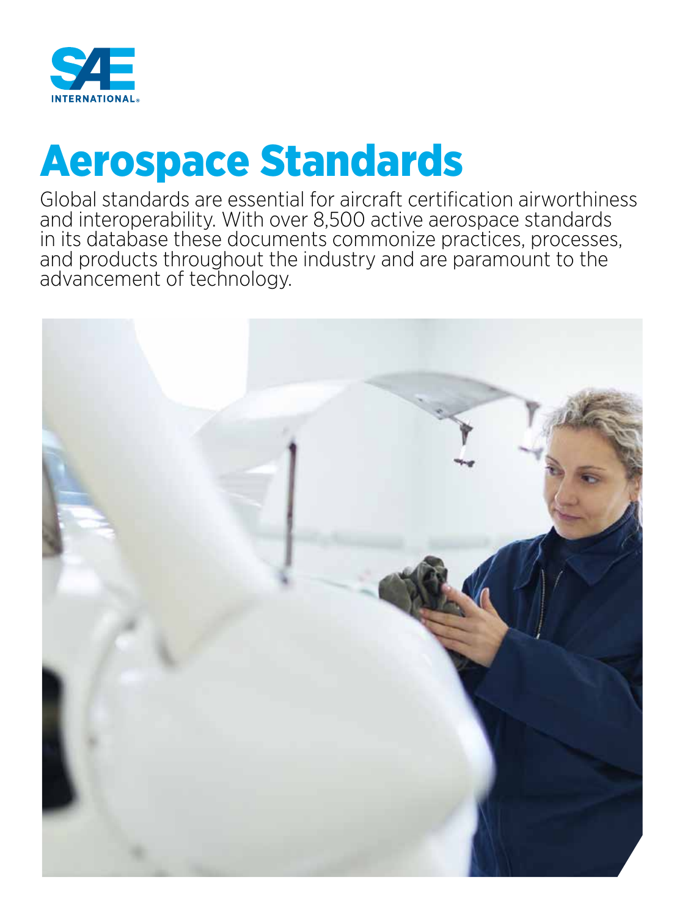SAE INTERNATIONAL

# Aerospace Standards

Global standards are essential for aircraft certification airworthiness and interoperability. With over 8,500 active aerospace standards in its database these documents commonize practices, processes, and products throughout the industry and are paramount to the advancement of technology.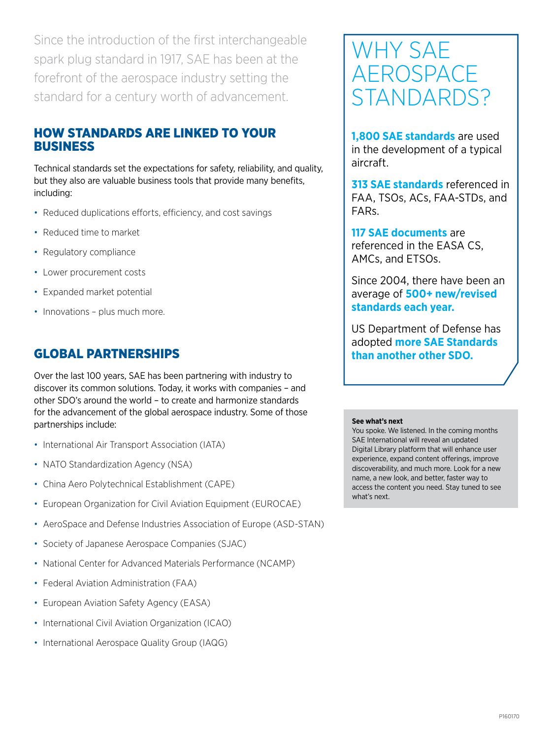Since the introduction of the first interchangeable spark plug standard in 1917, SAE has been at the forefront of the aerospace industry setting the standard for a century worth of advancement.

## HOW STANDARDS ARE LINKED TO YOUR BUSINESS

Technical standards set the expectations for safety, reliability, and quality, but they also are valuable business tools that provide many benefits, including:

- Reduced duplications efforts, efficiency, and cost savings
- Reduced time to market
- Regulatory compliance
- Lower procurement costs
- Expanded market potential
- Innovations – plus much more.

## GLOBAL PARTNERSHIPS

Over the last 100 years, SAE has been partnering with industry to discover its common solutions. Today, it works with companies – and other SDO's around the world – to create and harmonize standards for the advancement of the global aerospace industry. Some of those partnerships include:

- International Air Transport Association (IATA)
- NATO Standardization Agency (NSA)
- China Aero Polytechnical Establishment (CAPE)
- European Organization for Civil Aviation Equipment (EUROCAE)
- AeroSpace and Defense Industries Association of Europe (ASD-STAN)
- Society of Japanese Aerospace Companies (SJAC)
- National Center for Advanced Materials Performance (NCAMP)
- Federal Aviation Administration (FAA)
- European Aviation Safety Agency (EASA)
- International Civil Aviation Organization (ICAO)
- International Aerospace Quality Group (IAQG)

# WHY SAE AEROSPACE STANDARDS?

**1,800 SAE standards** are used in the development of a typical aircraft.

**313 SAE standards** referenced in FAA, TSOs, ACs, FAA-STDs, and FARs.

**117 SAE documents** are referenced in the EASA CS, AMCs, and ETSOs.

Since 2004, there have been an average of **500+ new/revised standards each year.**

US Department of Defense has adopted **more SAE Standards than another other SDO.**

**See what's next**

You spoke. We listened. In the coming months SAE International will reveal an updated Digital Library platform that will enhance user experience, expand content offerings, improve discoverability, and much more. Look for a new name, a new look, and better, faster way to access the content you need. Stay tuned to see what's next.

P160170